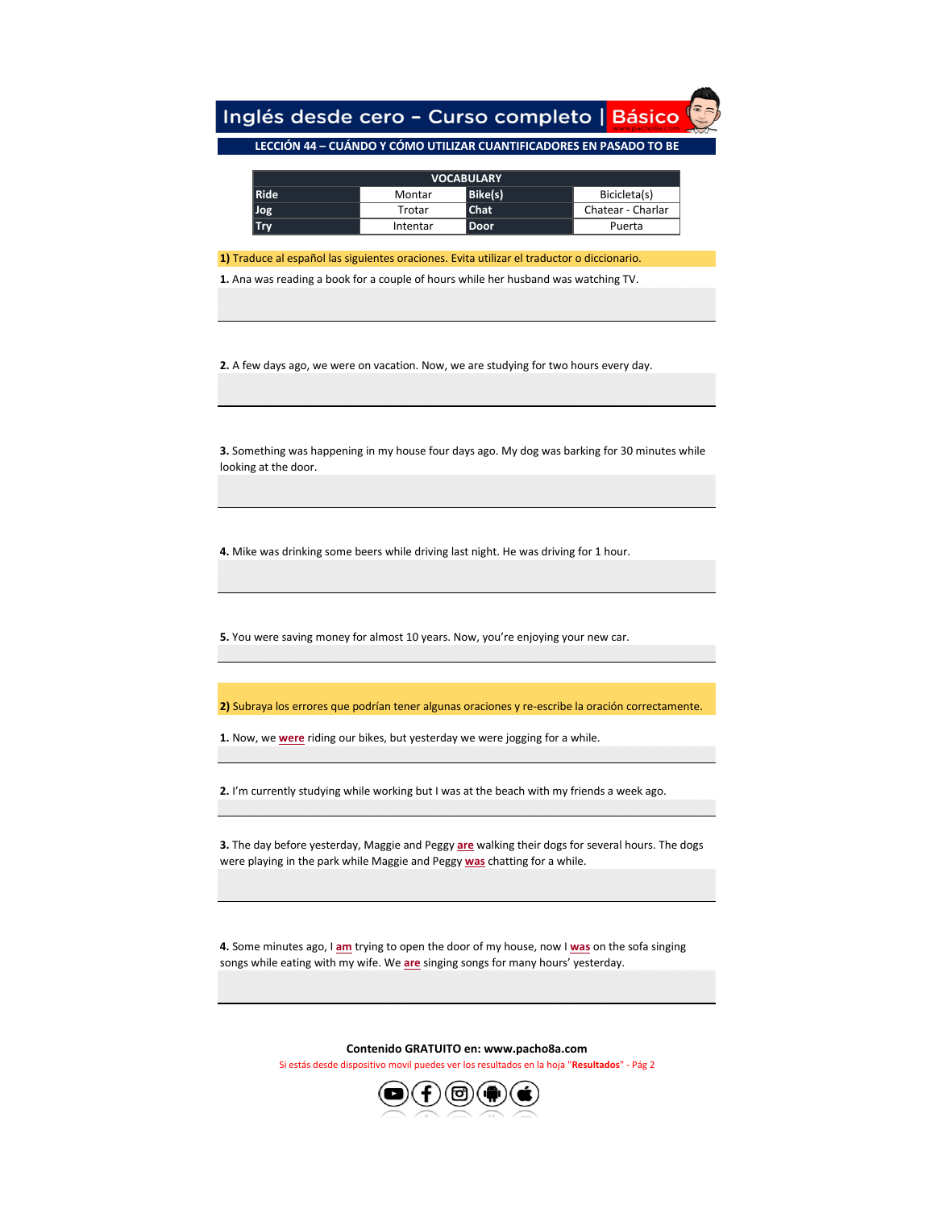# Inglés desde cero – Curso completo | Básico

## LECCIÓN 44 – CUÁNDO Y CÓMO UTILIZAR CUANTIFICADORES EN PASADO TO BE

| VOCABULARY | | | |
|---|---|---|---|
| **Ride** | Montar | **Bike(s)** | Bicicleta(s) |
| **Jog** | Trotar | **Chat** | Chatear - Charlar |
| **Try** | Intentar | **Door** | Puerta |

**1)** Traduce al español las siguientes oraciones. Evita utilizar el traductor o diccionario.

**1.** Ana was reading a book for a couple of hours while her husband was watching TV.

**2.** A few days ago, we were on vacation. Now, we are studying for two hours every day.

**3.** Something was happening in my house four days ago. My dog was barking for 30 minutes while looking at the door.

**4.** Mike was drinking some beers while driving last night. He was driving for 1 hour.

**5.** You were saving money for almost 10 years. Now, you're enjoying your new car.

**2)** Subraya los errores que podrían tener algunas oraciones y re-escribe la oración correctamente.

**1.** Now, we **were** riding our bikes, but yesterday we were jogging for a while.

**2.** I'm currently studying while working but I was at the beach with my friends a week ago.

**3.** The day before yesterday, Maggie and Peggy **are** walking their dogs for several hours. The dogs were playing in the park while Maggie and Peggy **was** chatting for a while.

**4.** Some minutes ago, I **am** trying to open the door of my house, now I **was** on the sofa singing songs while eating with my wife. We **are** singing songs for many hours' yesterday.

**Contenido GRATUITO en: www.pacho8a.com**

Si estás desde dispositivo movil puedes ver los resultados en la hoja "**Resultados**" - Pág 2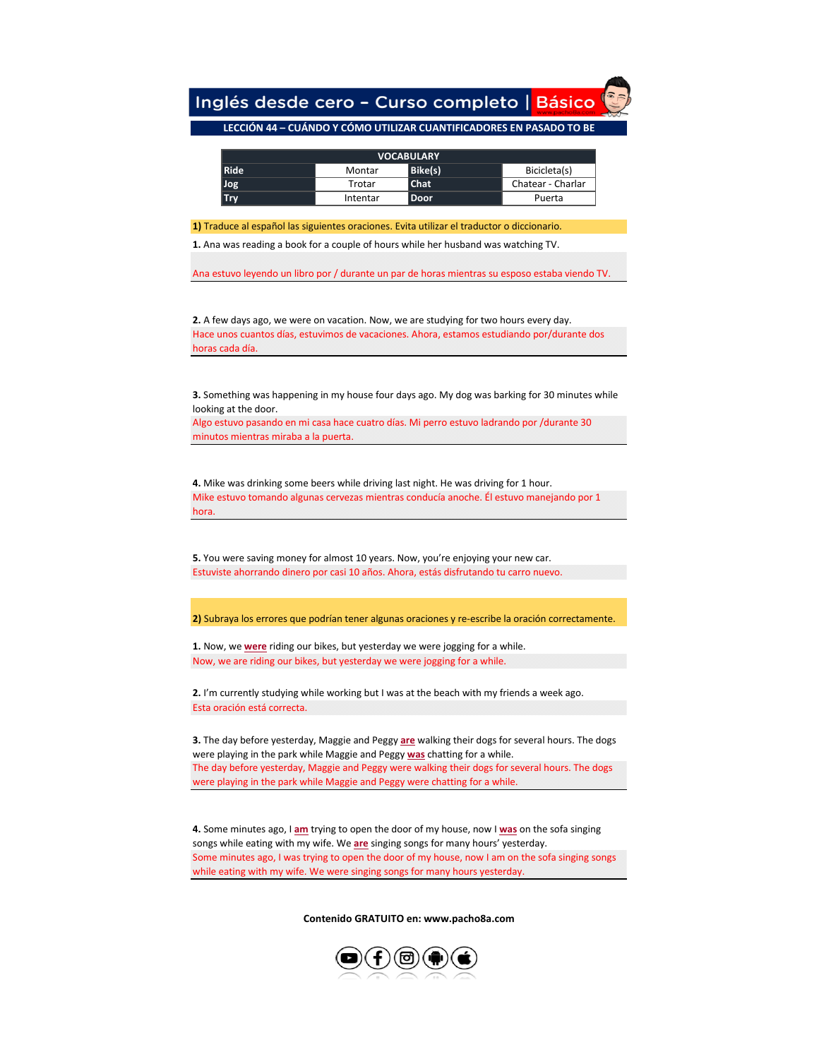# Inglés desde cero – Curso completo | Básico

## LECCIÓN 44 – CUÁNDO Y CÓMO UTILIZAR CUANTIFICADORES EN PASADO TO BE

| VOCABULARY | | | |
|---|---|---|---|
| **Ride** | Montar | **Bike(s)** | Bicicleta(s) |
| **Jog** | Trotar | **Chat** | Chatear - Charlar |
| **Try** | Intentar | **Door** | Puerta |

**1)** Traduce al español las siguientes oraciones. Evita utilizar el traductor o diccionario.

**1.** Ana was reading a book for a couple of hours while her husband was watching TV.

Ana estuvo leyendo un libro por / durante un par de horas mientras su esposo estaba viendo TV.

**2.** A few days ago, we were on vacation. Now, we are studying for two hours every day.

Hace unos cuantos días, estuvimos de vacaciones. Ahora, estamos estudiando por/durante dos horas cada día.

**3.** Something was happening in my house four days ago. My dog was barking for 30 minutes while looking at the door.

Algo estuvo pasando en mi casa hace cuatro días. Mi perro estuvo ladrando por /durante 30 minutos mientras miraba a la puerta.

**4.** Mike was drinking some beers while driving last night. He was driving for 1 hour.

Mike estuvo tomando algunas cervezas mientras conducía anoche. Él estuvo manejando por 1 hora.

**5.** You were saving money for almost 10 years. Now, you're enjoying your new car.

Estuviste ahorrando dinero por casi 10 años. Ahora, estás disfrutando tu carro nuevo.

**2)** Subraya los errores que podrían tener algunas oraciones y re-escribe la oración correctamente.

**1.** Now, we **were** riding our bikes, but yesterday we were jogging for a while.

Now, we are riding our bikes, but yesterday we were jogging for a while.

**2.** I'm currently studying while working but I was at the beach with my friends a week ago.

Esta oración está correcta.

**3.** The day before yesterday, Maggie and Peggy **are** walking their dogs for several hours. The dogs were playing in the park while Maggie and Peggy **was** chatting for a while.

The day before yesterday, Maggie and Peggy were walking their dogs for several hours. The dogs were playing in the park while Maggie and Peggy were chatting for a while.

**4.** Some minutes ago, I **am** trying to open the door of my house, now I **was** on the sofa singing songs while eating with my wife. We **are** singing songs for many hours' yesterday.

Some minutes ago, I was trying to open the door of my house, now I am on the sofa singing songs while eating with my wife. We were singing songs for many hours yesterday.

**Contenido GRATUITO en: www.pacho8a.com**